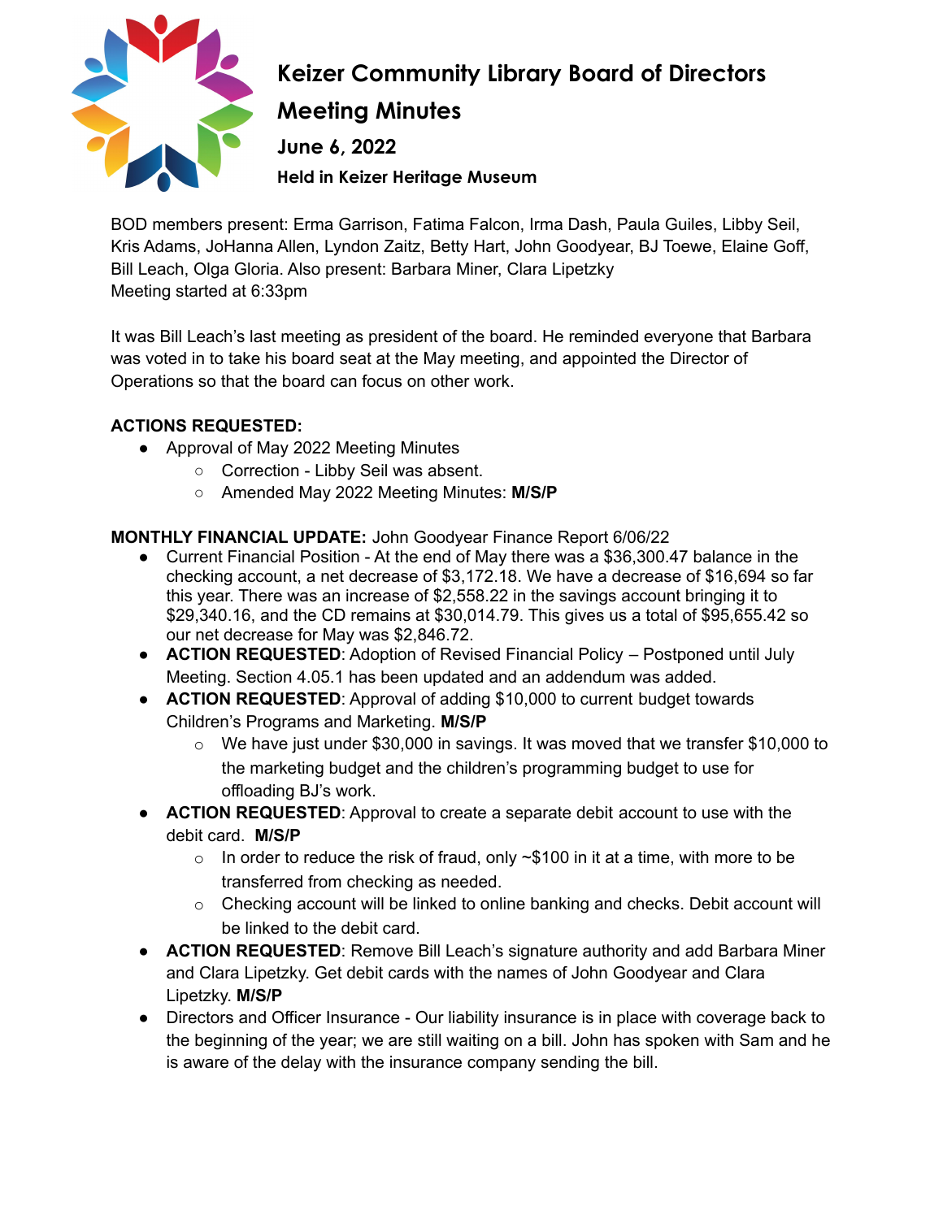# Keizer Community Library Board of Directors

# Meeting Minutes

### June 6, 2022

#### Held in Keizer Heritage Museum

BOD members present: Erma Garrison, Fatima Falcon, Irma Dash, Paula Guiles, Libby Seil, Kris Adams, JoHanna Allen, Lyndon Zaitz, Betty Hart, John Goodyear, BJ Toewe, Elaine Goff, Bill Leach, Olga Gloria. Also present: Barbara Miner, Clara Lipetzky
Meeting started at 6:33pm

It was Bill Leach's last meeting as president of the board. He reminded everyone that Barbara was voted in to take his board seat at the May meeting, and appointed the Director of Operations so that the board can focus on other work.

**ACTIONS REQUESTED:**

- Approval of May 2022 Meeting Minutes
  - Correction - Libby Seil was absent.
  - Amended May 2022 Meeting Minutes: **M/S/P**

**MONTHLY FINANCIAL UPDATE:** John Goodyear Finance Report 6/06/22

- Current Financial Position - At the end of May there was a $36,300.47 balance in the checking account, a net decrease of $3,172.18. We have a decrease of $16,694 so far this year. There was an increase of $2,558.22 in the savings account bringing it to $29,340.16, and the CD remains at $30,014.79. This gives us a total of $95,655.42 so our net decrease for May was $2,846.72.
- **ACTION REQUESTED**: Adoption of Revised Financial Policy – Postponed until July Meeting. Section 4.05.1 has been updated and an addendum was added.
- **ACTION REQUESTED**: Approval of adding $10,000 to current budget towards Children's Programs and Marketing. **M/S/P**
  - We have just under $30,000 in savings. It was moved that we transfer $10,000 to the marketing budget and the children's programming budget to use for offloading BJ's work.
- **ACTION REQUESTED**: Approval to create a separate debit account to use with the debit card. **M/S/P**
  - In order to reduce the risk of fraud, only ~$100 in it at a time, with more to be transferred from checking as needed.
  - Checking account will be linked to online banking and checks. Debit account will be linked to the debit card.
- **ACTION REQUESTED**: Remove Bill Leach's signature authority and add Barbara Miner and Clara Lipetzky. Get debit cards with the names of John Goodyear and Clara Lipetzky. **M/S/P**
- Directors and Officer Insurance - Our liability insurance is in place with coverage back to the beginning of the year; we are still waiting on a bill. John has spoken with Sam and he is aware of the delay with the insurance company sending the bill.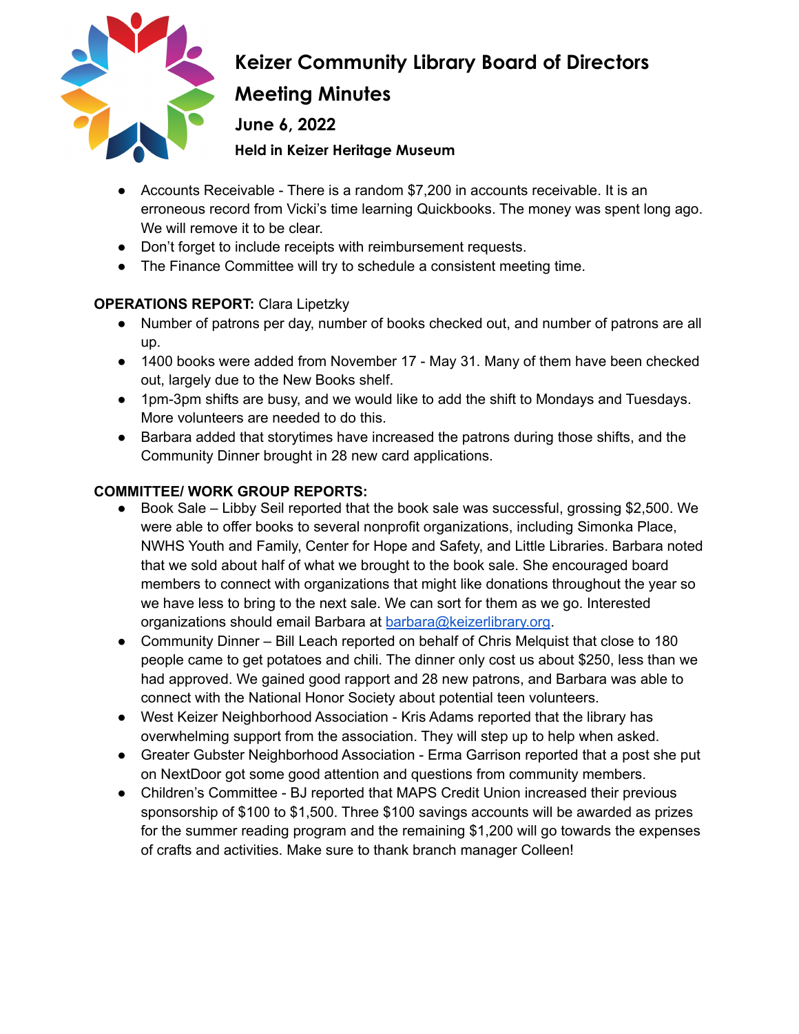# Keizer Community Library Board of Directors

# Meeting Minutes

### June 6, 2022

#### Held in Keizer Heritage Museum

- Accounts Receivable - There is a random $7,200 in accounts receivable. It is an erroneous record from Vicki's time learning Quickbooks. The money was spent long ago. We will remove it to be clear.
- Don't forget to include receipts with reimbursement requests.
- The Finance Committee will try to schedule a consistent meeting time.

**OPERATIONS REPORT:** Clara Lipetzky

- Number of patrons per day, number of books checked out, and number of patrons are all up.
- 1400 books were added from November 17 - May 31. Many of them have been checked out, largely due to the New Books shelf.
- 1pm-3pm shifts are busy, and we would like to add the shift to Mondays and Tuesdays. More volunteers are needed to do this.
- Barbara added that storytimes have increased the patrons during those shifts, and the Community Dinner brought in 28 new card applications.

**COMMITTEE/ WORK GROUP REPORTS:**

- Book Sale – Libby Seil reported that the book sale was successful, grossing $2,500. We were able to offer books to several nonprofit organizations, including Simonka Place, NWHS Youth and Family, Center for Hope and Safety, and Little Libraries. Barbara noted that we sold about half of what we brought to the book sale. She encouraged board members to connect with organizations that might like donations throughout the year so we have less to bring to the next sale. We can sort for them as we go. Interested organizations should email Barbara at barbara@keizerlibrary.org.
- Community Dinner – Bill Leach reported on behalf of Chris Melquist that close to 180 people came to get potatoes and chili. The dinner only cost us about $250, less than we had approved. We gained good rapport and 28 new patrons, and Barbara was able to connect with the National Honor Society about potential teen volunteers.
- West Keizer Neighborhood Association - Kris Adams reported that the library has overwhelming support from the association. They will step up to help when asked.
- Greater Gubster Neighborhood Association - Erma Garrison reported that a post she put on NextDoor got some good attention and questions from community members.
- Children's Committee - BJ reported that MAPS Credit Union increased their previous sponsorship of $100 to $1,500. Three $100 savings accounts will be awarded as prizes for the summer reading program and the remaining $1,200 will go towards the expenses of crafts and activities. Make sure to thank branch manager Colleen!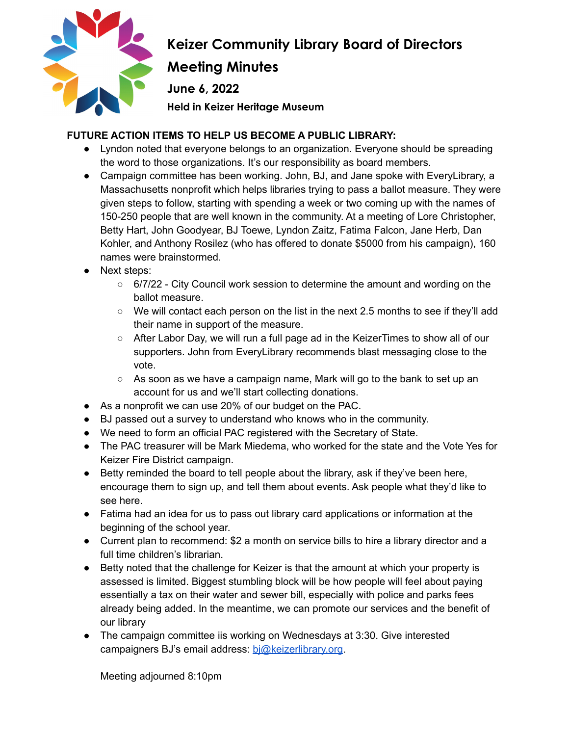# Keizer Community Library Board of Directors

## Meeting Minutes

### June 6, 2022

**Held in Keizer Heritage Museum**

**FUTURE ACTION ITEMS TO HELP US BECOME A PUBLIC LIBRARY:**

- Lyndon noted that everyone belongs to an organization. Everyone should be spreading the word to those organizations. It's our responsibility as board members.
- Campaign committee has been working. John, BJ, and Jane spoke with EveryLibrary, a Massachusetts nonprofit which helps libraries trying to pass a ballot measure. They were given steps to follow, starting with spending a week or two coming up with the names of 150-250 people that are well known in the community. At a meeting of Lore Christopher, Betty Hart, John Goodyear, BJ Toewe, Lyndon Zaitz, Fatima Falcon, Jane Herb, Dan Kohler, and Anthony Rosilez (who has offered to donate $5000 from his campaign), 160 names were brainstormed.
- Next steps:
  - 6/7/22 - City Council work session to determine the amount and wording on the ballot measure.
  - We will contact each person on the list in the next 2.5 months to see if they'll add their name in support of the measure.
  - After Labor Day, we will run a full page ad in the KeizerTimes to show all of our supporters. John from EveryLibrary recommends blast messaging close to the vote.
  - As soon as we have a campaign name, Mark will go to the bank to set up an account for us and we'll start collecting donations.
- As a nonprofit we can use 20% of our budget on the PAC.
- BJ passed out a survey to understand who knows who in the community.
- We need to form an official PAC registered with the Secretary of State.
- The PAC treasurer will be Mark Miedema, who worked for the state and the Vote Yes for Keizer Fire District campaign.
- Betty reminded the board to tell people about the library, ask if they've been here, encourage them to sign up, and tell them about events. Ask people what they'd like to see here.
- Fatima had an idea for us to pass out library card applications or information at the beginning of the school year.
- Current plan to recommend: $2 a month on service bills to hire a library director and a full time children's librarian.
- Betty noted that the challenge for Keizer is that the amount at which your property is assessed is limited. Biggest stumbling block will be how people will feel about paying essentially a tax on their water and sewer bill, especially with police and parks fees already being added. In the meantime, we can promote our services and the benefit of our library
- The campaign committee iis working on Wednesdays at 3:30. Give interested campaigners BJ's email address: bj@keizerlibrary.org.

Meeting adjourned 8:10pm